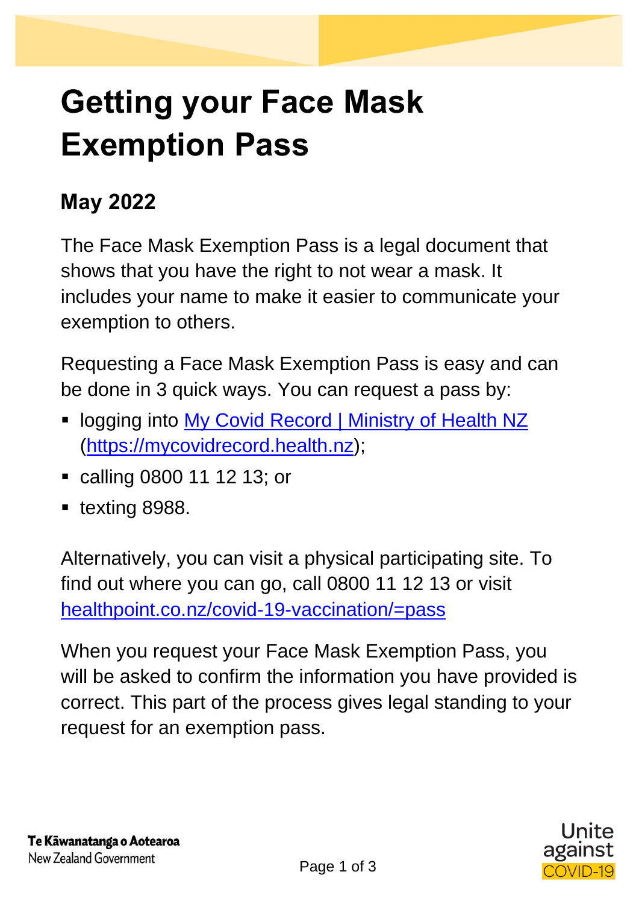# Getting your Face Mask Exemption Pass

## May 2022

The Face Mask Exemption Pass is a legal document that shows that you have the right to not wear a mask. It includes your name to make it easier to communicate your exemption to others.

Requesting a Face Mask Exemption Pass is easy and can be done in 3 quick ways. You can request a pass by:

- logging into [My Covid Record | Ministry of Health NZ](https://mycovidrecord.health.nz) (https://mycovidrecord.health.nz);
- calling 0800 11 12 13; or
- texting 8988.

Alternatively, you can visit a physical participating site. To find out where you can go, call 0800 11 12 13 or visit healthpoint.co.nz/covid-19-vaccination/=pass

When you request your Face Mask Exemption Pass, you will be asked to confirm the information you have provided is correct. This part of the process gives legal standing to your request for an exemption pass.

Te Kāwanatanga o Aotearoa
New Zealand Government

Unite against COVID-19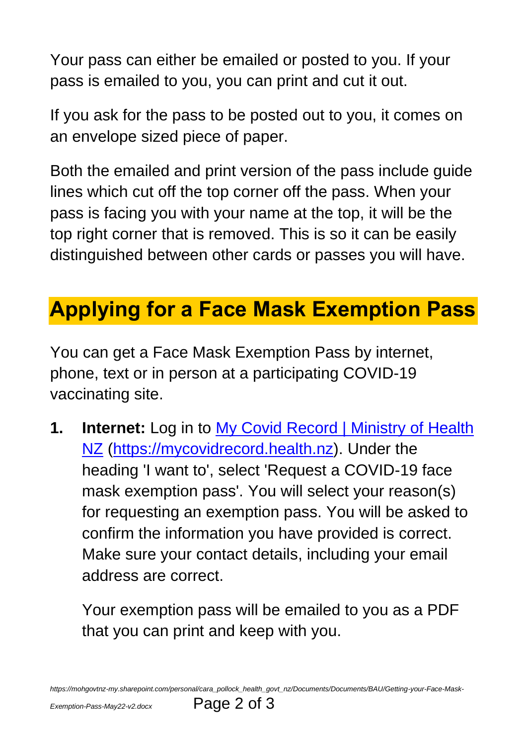Your pass can either be emailed or posted to you. If your pass is emailed to you, you can print and cut it out.

If you ask for the pass to be posted out to you, it comes on an envelope sized piece of paper.

Both the emailed and print version of the pass include guide lines which cut off the top corner off the pass. When your pass is facing you with your name at the top, it will be the top right corner that is removed. This is so it can be easily distinguished between other cards or passes you will have.

## Applying for a Face Mask Exemption Pass

You can get a Face Mask Exemption Pass by internet, phone, text or in person at a participating COVID-19 vaccinating site.

1. **Internet:** Log in to [My Covid Record | Ministry of Health NZ](https://mycovidrecord.health.nz) ([https://mycovidrecord.health.nz](https://mycovidrecord.health.nz)). Under the heading 'I want to', select 'Request a COVID-19 face mask exemption pass'. You will select your reason(s) for requesting an exemption pass. You will be asked to confirm the information you have provided is correct. Make sure your contact details, including your email address are correct.

   Your exemption pass will be emailed to you as a PDF that you can print and keep with you.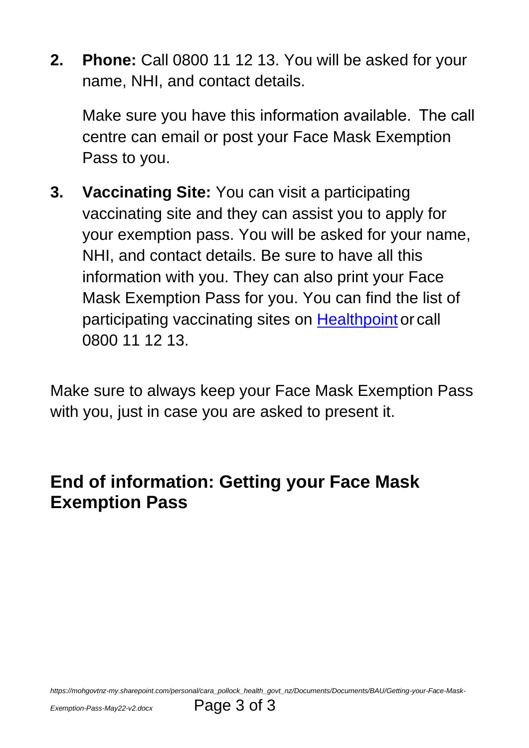2. **Phone:** Call 0800 11 12 13. You will be asked for your name, NHI, and contact details.

   Make sure you have this information available. The call centre can email or post your Face Mask Exemption Pass to you.

3. **Vaccinating Site:** You can visit a participating vaccinating site and they can assist you to apply for your exemption pass. You will be asked for your name, NHI, and contact details. Be sure to have all this information with you. They can also print your Face Mask Exemption Pass for you. You can find the list of participating vaccinating sites on Healthpoint or call 0800 11 12 13.

Make sure to always keep your Face Mask Exemption Pass with you, just in case you are asked to present it.

## End of information: Getting your Face Mask Exemption Pass